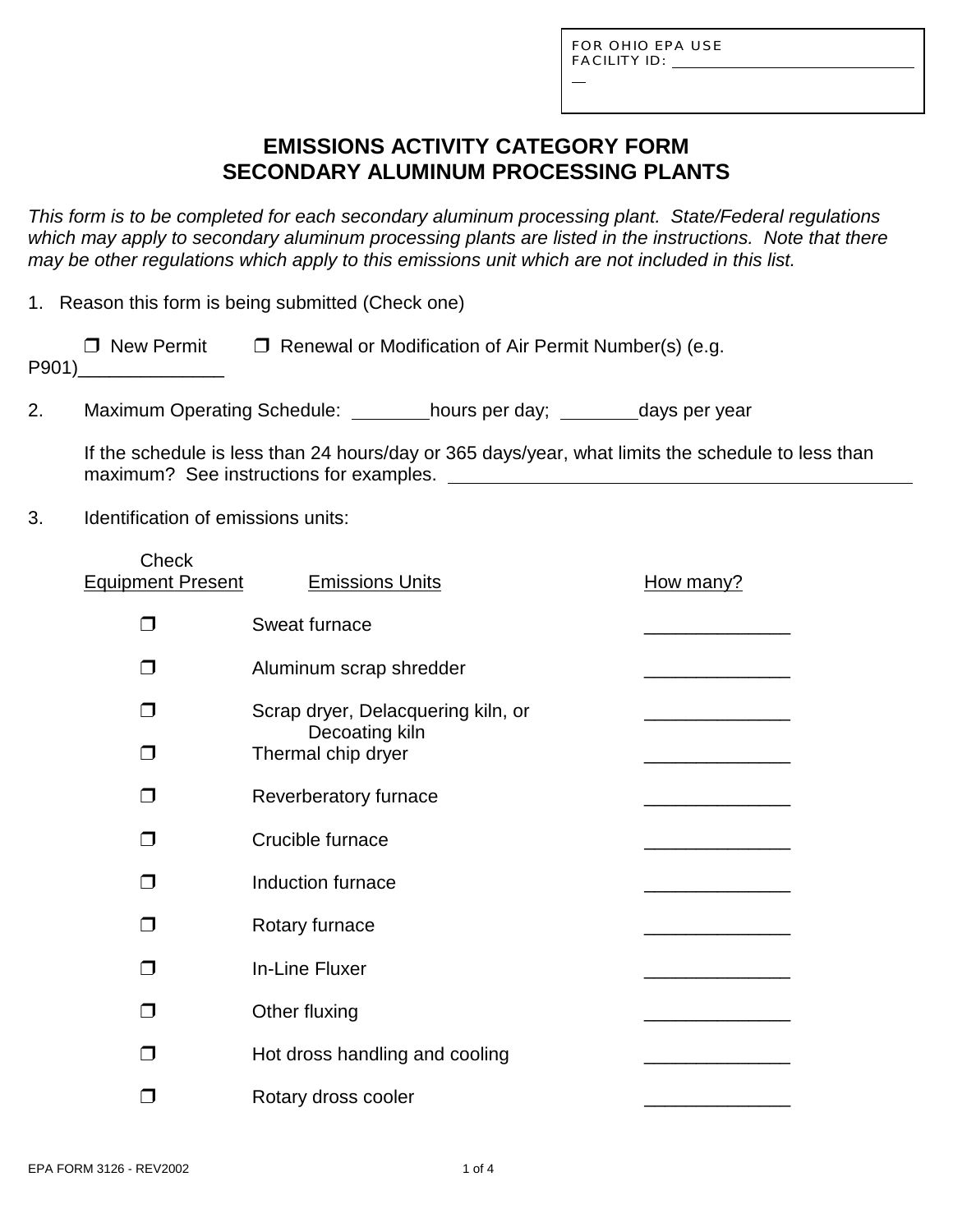FOR OHIO EPA USE
FACILITY ID: ______________________________

# EMISSIONS ACTIVITY CATEGORY FORM
# SECONDARY ALUMINUM PROCESSING PLANTS

*This form is to be completed for each secondary aluminum processing plant. State/Federal regulations which may apply to secondary aluminum processing plants are listed in the instructions. Note that there may be other regulations which apply to this emissions unit which are not included in this list.*

1. Reason this form is being submitted (Check one)

   ❒ New Permit   ❒ Renewal or Modification of Air Permit Number(s) (e.g. P901)______________

2. Maximum Operating Schedule: ________hours per day; ________days per year

   If the schedule is less than 24 hours/day or 365 days/year, what limits the schedule to less than maximum? See instructions for examples. ______________________________________________

3. Identification of emissions units:

| Check Equipment Present | Emissions Units | How many? |
|---|---|---|
| ❒ | Sweat furnace | ______________ |
| ❒ | Aluminum scrap shredder | ______________ |
| ❒ | Scrap dryer, Delacquering kiln, or Decoating kiln | ______________ |
| ❒ | Thermal chip dryer | ______________ |
| ❒ | Reverberatory furnace | ______________ |
| ❒ | Crucible furnace | ______________ |
| ❒ | Induction furnace | ______________ |
| ❒ | Rotary furnace | ______________ |
| ❒ | In-Line Fluxer | ______________ |
| ❒ | Other fluxing | ______________ |
| ❒ | Hot dross handling and cooling | ______________ |
| ❒ | Rotary dross cooler | ______________ |

EPA FORM 3126 - REV2002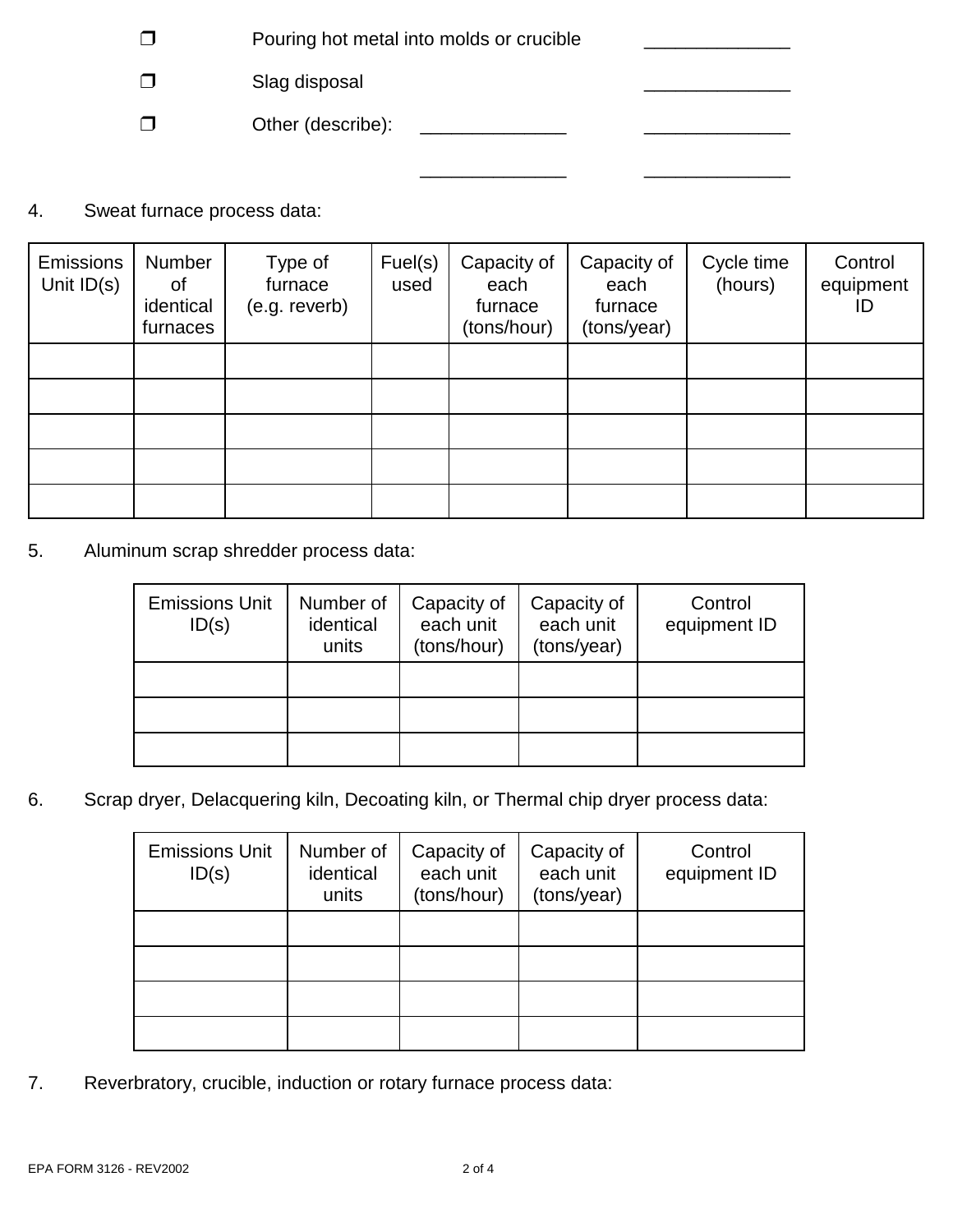- ❐ Pouring hot metal into molds or crucible ______________
- ❐ Slag disposal ______________
- ❐ Other (describe): ______________ ______________

  ______________ ______________

4. Sweat furnace process data:

| Emissions Unit ID(s) | Number of identical furnaces | Type of furnace (e.g. reverb) | Fuel(s) used | Capacity of each furnace (tons/hour) | Capacity of each furnace (tons/year) | Cycle time (hours) | Control equipment ID |
|---|---|---|---|---|---|---|---|
| | | | | | | | |
| | | | | | | | |
| | | | | | | | |
| | | | | | | | |
| | | | | | | | |

5. Aluminum scrap shredder process data:

| Emissions Unit ID(s) | Number of identical units | Capacity of each unit (tons/hour) | Capacity of each unit (tons/year) | Control equipment ID |
|---|---|---|---|---|
| | | | | |
| | | | | |
| | | | | |

6. Scrap dryer, Delacquering kiln, Decoating kiln, or Thermal chip dryer process data:

| Emissions Unit ID(s) | Number of identical units | Capacity of each unit (tons/hour) | Capacity of each unit (tons/year) | Control equipment ID |
|---|---|---|---|---|
| | | | | |
| | | | | |
| | | | | |
| | | | | |

7. Reverbratory, crucible, induction or rotary furnace process data:

EPA FORM 3126 - REV2002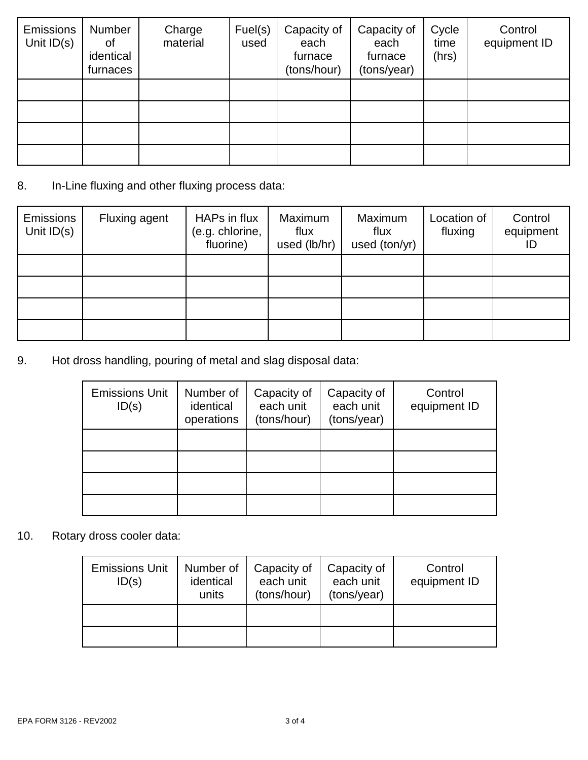| Emissions Unit ID(s) | Number of identical furnaces | Charge material | Fuel(s) used | Capacity of each furnace (tons/hour) | Capacity of each furnace (tons/year) | Cycle time (hrs) | Control equipment ID |
|---|---|---|---|---|---|---|---|
| | | | | | | | |
| | | | | | | | |
| | | | | | | | |
| | | | | | | | |

8. In-Line fluxing and other fluxing process data:

| Emissions Unit ID(s) | Fluxing agent | HAPs in flux (e.g. chlorine, fluorine) | Maximum flux used (lb/hr) | Maximum flux used (ton/yr) | Location of fluxing | Control equipment ID |
|---|---|---|---|---|---|---|
| | | | | | | |
| | | | | | | |
| | | | | | | |
| | | | | | | |

9. Hot dross handling, pouring of metal and slag disposal data:

| Emissions Unit ID(s) | Number of identical operations | Capacity of each unit (tons/hour) | Capacity of each unit (tons/year) | Control equipment ID |
|---|---|---|---|---|
| | | | | |
| | | | | |
| | | | | |
| | | | | |

10. Rotary dross cooler data:

| Emissions Unit ID(s) | Number of identical units | Capacity of each unit (tons/hour) | Capacity of each unit (tons/year) | Control equipment ID |
|---|---|---|---|---|
| | | | | |
| | | | | |

EPA FORM 3126 - REV2002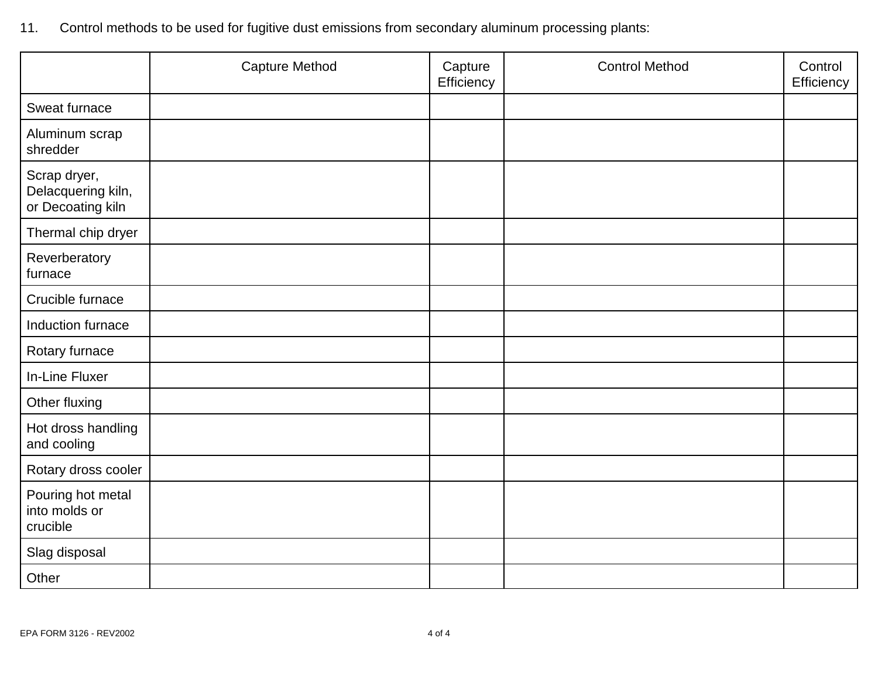11. Control methods to be used for fugitive dust emissions from secondary aluminum processing plants:

| | Capture Method | Capture Efficiency | Control Method | Control Efficiency |
|---|---|---|---|---|
| Sweat furnace | | | | |
| Aluminum scrap shredder | | | | |
| Scrap dryer, Delacquering kiln, or Decoating kiln | | | | |
| Thermal chip dryer | | | | |
| Reverberatory furnace | | | | |
| Crucible furnace | | | | |
| Induction furnace | | | | |
| Rotary furnace | | | | |
| In-Line Fluxer | | | | |
| Other fluxing | | | | |
| Hot dross handling and cooling | | | | |
| Rotary dross cooler | | | | |
| Pouring hot metal into molds or crucible | | | | |
| Slag disposal | | | | |
| Other | | | | |

EPA FORM 3126 - REV2002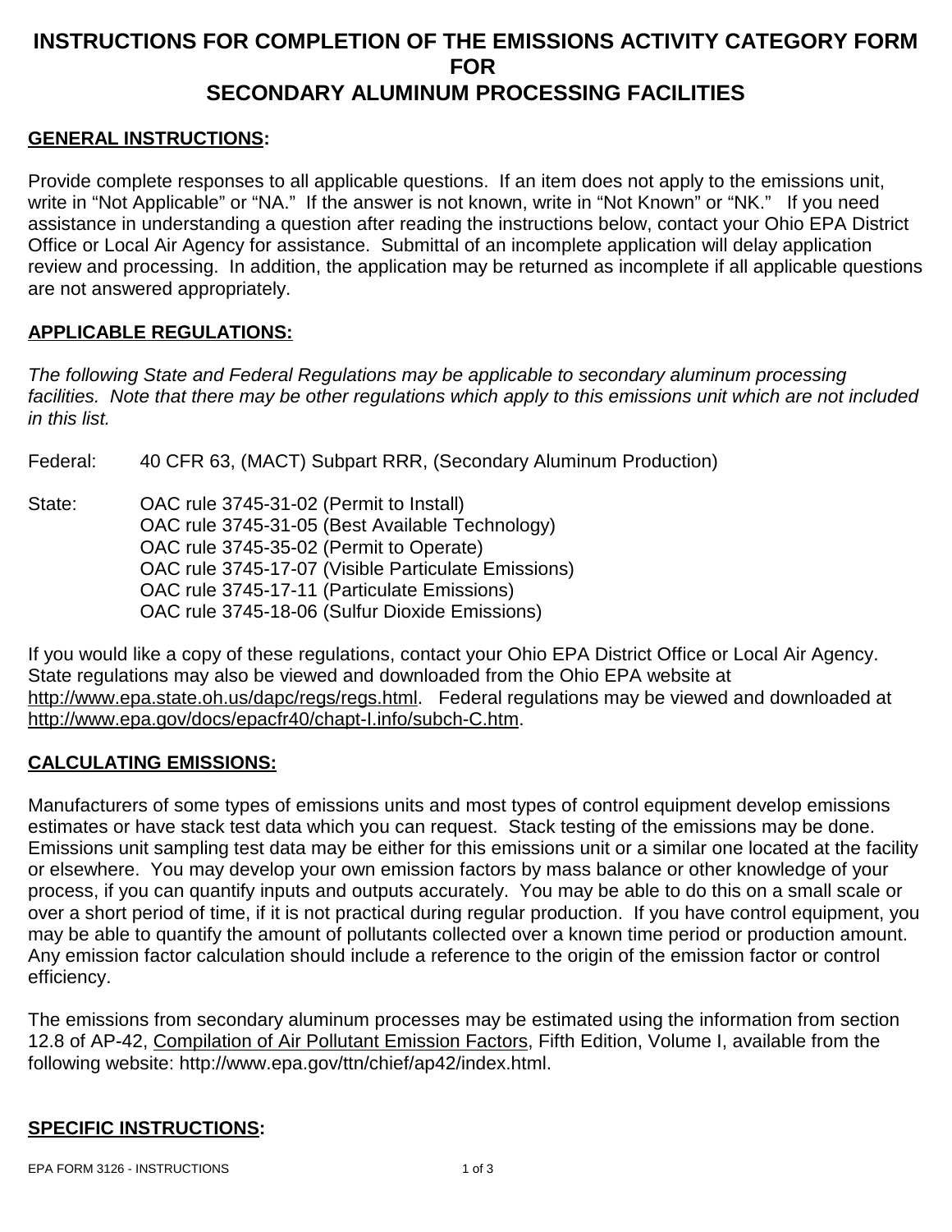# INSTRUCTIONS FOR COMPLETION OF THE EMISSIONS ACTIVITY CATEGORY FORM FOR SECONDARY ALUMINUM PROCESSING FACILITIES

**GENERAL INSTRUCTIONS:**

Provide complete responses to all applicable questions. If an item does not apply to the emissions unit, write in "Not Applicable" or "NA." If the answer is not known, write in "Not Known" or "NK." If you need assistance in understanding a question after reading the instructions below, contact your Ohio EPA District Office or Local Air Agency for assistance. Submittal of an incomplete application will delay application review and processing. In addition, the application may be returned as incomplete if all applicable questions are not answered appropriately.

**APPLICABLE REGULATIONS:**

*The following State and Federal Regulations may be applicable to secondary aluminum processing facilities. Note that there may be other regulations which apply to this emissions unit which are not included in this list.*

Federal: 40 CFR 63, (MACT) Subpart RRR, (Secondary Aluminum Production)

State:
- OAC rule 3745-31-02 (Permit to Install)
- OAC rule 3745-31-05 (Best Available Technology)
- OAC rule 3745-35-02 (Permit to Operate)
- OAC rule 3745-17-07 (Visible Particulate Emissions)
- OAC rule 3745-17-11 (Particulate Emissions)
- OAC rule 3745-18-06 (Sulfur Dioxide Emissions)

If you would like a copy of these regulations, contact your Ohio EPA District Office or Local Air Agency. State regulations may also be viewed and downloaded from the Ohio EPA website at http://www.epa.state.oh.us/dapc/regs/regs.html. Federal regulations may be viewed and downloaded at http://www.epa.gov/docs/epacfr40/chapt-I.info/subch-C.htm.

**CALCULATING EMISSIONS:**

Manufacturers of some types of emissions units and most types of control equipment develop emissions estimates or have stack test data which you can request. Stack testing of the emissions may be done. Emissions unit sampling test data may be either for this emissions unit or a similar one located at the facility or elsewhere. You may develop your own emission factors by mass balance or other knowledge of your process, if you can quantify inputs and outputs accurately. You may be able to do this on a small scale or over a short period of time, if it is not practical during regular production. If you have control equipment, you may be able to quantify the amount of pollutants collected over a known time period or production amount. Any emission factor calculation should include a reference to the origin of the emission factor or control efficiency.

The emissions from secondary aluminum processes may be estimated using the information from section 12.8 of AP-42, Compilation of Air Pollutant Emission Factors, Fifth Edition, Volume I, available from the following website: http://www.epa.gov/ttn/chief/ap42/index.html.

**SPECIFIC INSTRUCTIONS:**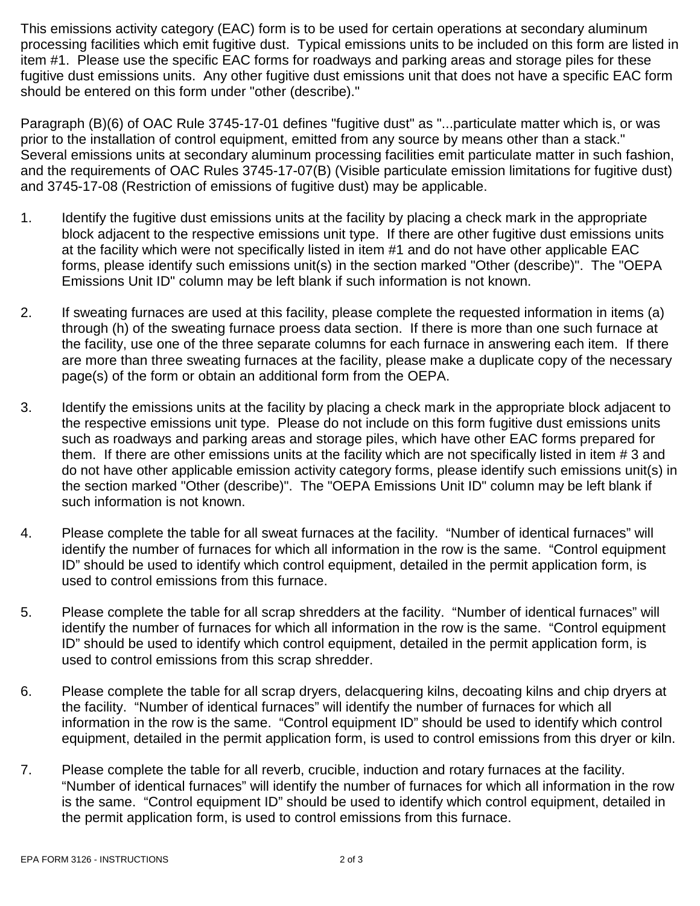This emissions activity category (EAC) form is to be used for certain operations at secondary aluminum processing facilities which emit fugitive dust. Typical emissions units to be included on this form are listed in item #1. Please use the specific EAC forms for roadways and parking areas and storage piles for these fugitive dust emissions units. Any other fugitive dust emissions unit that does not have a specific EAC form should be entered on this form under "other (describe)."

Paragraph (B)(6) of OAC Rule 3745-17-01 defines "fugitive dust" as "...particulate matter which is, or was prior to the installation of control equipment, emitted from any source by means other than a stack." Several emissions units at secondary aluminum processing facilities emit particulate matter in such fashion, and the requirements of OAC Rules 3745-17-07(B) (Visible particulate emission limitations for fugitive dust) and 3745-17-08 (Restriction of emissions of fugitive dust) may be applicable.

1. Identify the fugitive dust emissions units at the facility by placing a check mark in the appropriate block adjacent to the respective emissions unit type. If there are other fugitive dust emissions units at the facility which were not specifically listed in item #1 and do not have other applicable EAC forms, please identify such emissions unit(s) in the section marked "Other (describe)". The "OEPA Emissions Unit ID" column may be left blank if such information is not known.

2. If sweating furnaces are used at this facility, please complete the requested information in items (a) through (h) of the sweating furnace proess data section. If there is more than one such furnace at the facility, use one of the three separate columns for each furnace in answering each item. If there are more than three sweating furnaces at the facility, please make a duplicate copy of the necessary page(s) of the form or obtain an additional form from the OEPA.

3. Identify the emissions units at the facility by placing a check mark in the appropriate block adjacent to the respective emissions unit type. Please do not include on this form fugitive dust emissions units such as roadways and parking areas and storage piles, which have other EAC forms prepared for them. If there are other emissions units at the facility which are not specifically listed in item # 3 and do not have other applicable emission activity category forms, please identify such emissions unit(s) in the section marked "Other (describe)". The "OEPA Emissions Unit ID" column may be left blank if such information is not known.

4. Please complete the table for all sweat furnaces at the facility. "Number of identical furnaces" will identify the number of furnaces for which all information in the row is the same. "Control equipment ID" should be used to identify which control equipment, detailed in the permit application form, is used to control emissions from this furnace.

5. Please complete the table for all scrap shredders at the facility. "Number of identical furnaces" will identify the number of furnaces for which all information in the row is the same. "Control equipment ID" should be used to identify which control equipment, detailed in the permit application form, is used to control emissions from this scrap shredder.

6. Please complete the table for all scrap dryers, delacquering kilns, decoating kilns and chip dryers at the facility. "Number of identical furnaces" will identify the number of furnaces for which all information in the row is the same. "Control equipment ID" should be used to identify which control equipment, detailed in the permit application form, is used to control emissions from this dryer or kiln.

7. Please complete the table for all reverb, crucible, induction and rotary furnaces at the facility. "Number of identical furnaces" will identify the number of furnaces for which all information in the row is the same. "Control equipment ID" should be used to identify which control equipment, detailed in the permit application form, is used to control emissions from this furnace.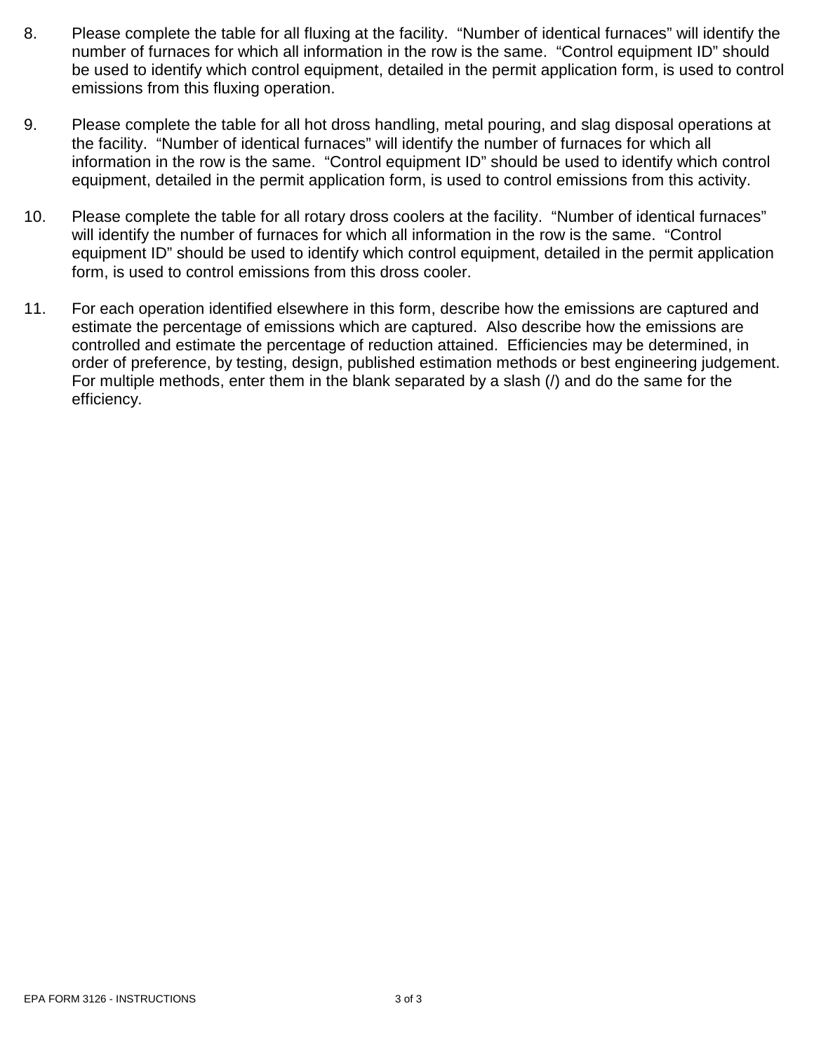8. Please complete the table for all fluxing at the facility. "Number of identical furnaces" will identify the number of furnaces for which all information in the row is the same. "Control equipment ID" should be used to identify which control equipment, detailed in the permit application form, is used to control emissions from this fluxing operation.

9. Please complete the table for all hot dross handling, metal pouring, and slag disposal operations at the facility. "Number of identical furnaces" will identify the number of furnaces for which all information in the row is the same. "Control equipment ID" should be used to identify which control equipment, detailed in the permit application form, is used to control emissions from this activity.

10. Please complete the table for all rotary dross coolers at the facility. "Number of identical furnaces" will identify the number of furnaces for which all information in the row is the same. "Control equipment ID" should be used to identify which control equipment, detailed in the permit application form, is used to control emissions from this dross cooler.

11. For each operation identified elsewhere in this form, describe how the emissions are captured and estimate the percentage of emissions which are captured. Also describe how the emissions are controlled and estimate the percentage of reduction attained. Efficiencies may be determined, in order of preference, by testing, design, published estimation methods or best engineering judgement. For multiple methods, enter them in the blank separated by a slash (/) and do the same for the efficiency.